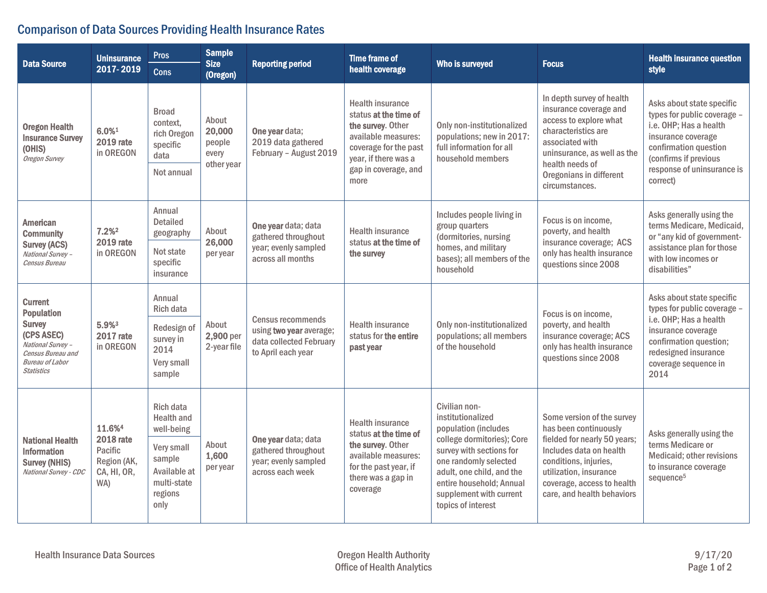## Comparison of Data Sources Providing Health Insurance Rates

| Data Source | Uninsurance 2017-2019 | Pros / Cons | Sample Size (Oregon) | Reporting period | Time frame of health coverage | Who is surveyed | Focus | Health insurance question style |
|---|---|---|---|---|---|---|---|---|
| **Oregon Health Insurance Survey (OHIS)** *Oregon Survey* | **6.0%**[1] **2019 rate** in OREGON | Pros: Broad context, rich Oregon specific data<br>Cons: Not annual | About **20,000** people every other year | **One year** data; 2019 data gathered February – August 2019 | Health insurance status **at the time of the survey**. Other available measures: coverage for the past year, if there was a gap in coverage, and more | Only non-institutionalized populations; new in 2017: full information for all household members | In depth survey of health insurance coverage and access to explore what characteristics are associated with uninsurance, as well as the health needs of Oregonians in different circumstances. | Asks about state specific types for public coverage – i.e. OHP; Has a health insurance coverage confirmation question (confirms if previous response of uninsurance is correct) |
| **American Community Survey (ACS)** *National Survey – Census Bureau* | **7.2%**[2] **2019 rate** in OREGON | Pros: Annual Detailed geography<br>Cons: Not state specific insurance | About **26,000** per year | **One year** data; data gathered throughout year; evenly sampled across all months | Health insurance status **at the time of the survey** | Includes people living in group quarters (dormitories, nursing homes, and military bases); all members of the household | Focus is on income, poverty, and health insurance coverage; ACS only has health insurance questions since 2008 | Asks generally using the terms Medicare, Medicaid, or "any kid of government-assistance plan for those with low incomes or disabilities" |
| **Current Population Survey (CPS ASEC)** *National Survey – Census Bureau and Bureau of Labor Statistics* | **5.9%**[3] **2017 rate** in OREGON | Pros: Annual Rich data<br>Cons: Redesign of survey in 2014 Very small sample | About **2,900** per 2-year file | Census recommends using **two year** average; data collected February to April each year | Health insurance status for **the entire past year** | Only non-institutionalized populations; all members of the household | Focus is on income, poverty, and health insurance coverage; ACS only has health insurance questions since 2008 | Asks about state specific types for public coverage – i.e. OHP; Has a health insurance coverage confirmation question; redesigned insurance coverage sequence in 2014 |
| **National Health Information Survey (NHIS)** *National Survey - CDC* | **11.6%**[4] **2018 rate** Pacific Region (AK, CA, HI, OR, WA) | Pros: Rich data Health and well-being<br>Cons: Very small sample Available at multi-state regions only | About **1,600** per year | **One year** data; data gathered throughout year; evenly sampled across each week | Health insurance status **at the time of the survey**. Other available measures: for the past year, if there was a gap in coverage | Civilian non-institutionalized population (includes college dormitories); Core survey with sections for one randomly selected adult, one child, and the entire household; Annual supplement with current topics of interest | Some version of the survey has been continuously fielded for nearly 50 years; Includes data on health conditions, injuries, utilization, insurance coverage, access to health care, and health behaviors | Asks generally using the terms Medicare or Medicaid; other revisions to insurance coverage sequence[5] |

Health Insurance Data Sources

Oregon Health Authority
Office of Health Analytics

9/17/20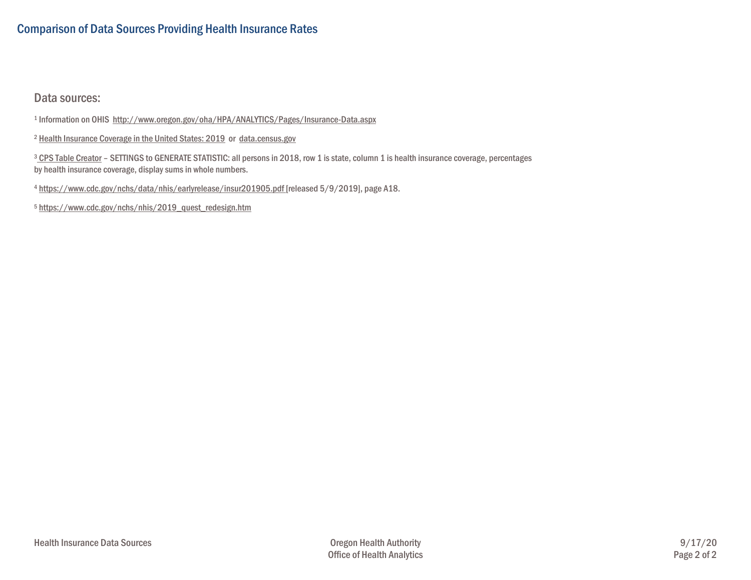## Data sources:

[1] Information on OHIS http://www.oregon.gov/oha/HPA/ANALYTICS/Pages/Insurance-Data.aspx

[2] Health Insurance Coverage in the United States: 2019 or data.census.gov

[3] CPS Table Creator – SETTINGS to GENERATE STATISTIC: all persons in 2018, row 1 is state, column 1 is health insurance coverage, percentages by health insurance coverage, display sums in whole numbers.

[4] https://www.cdc.gov/nchs/data/nhis/earlyrelease/insur201905.pdf [released 5/9/2019], page A18.

[5] https://www.cdc.gov/nchs/nhis/2019_quest_redesign.htm